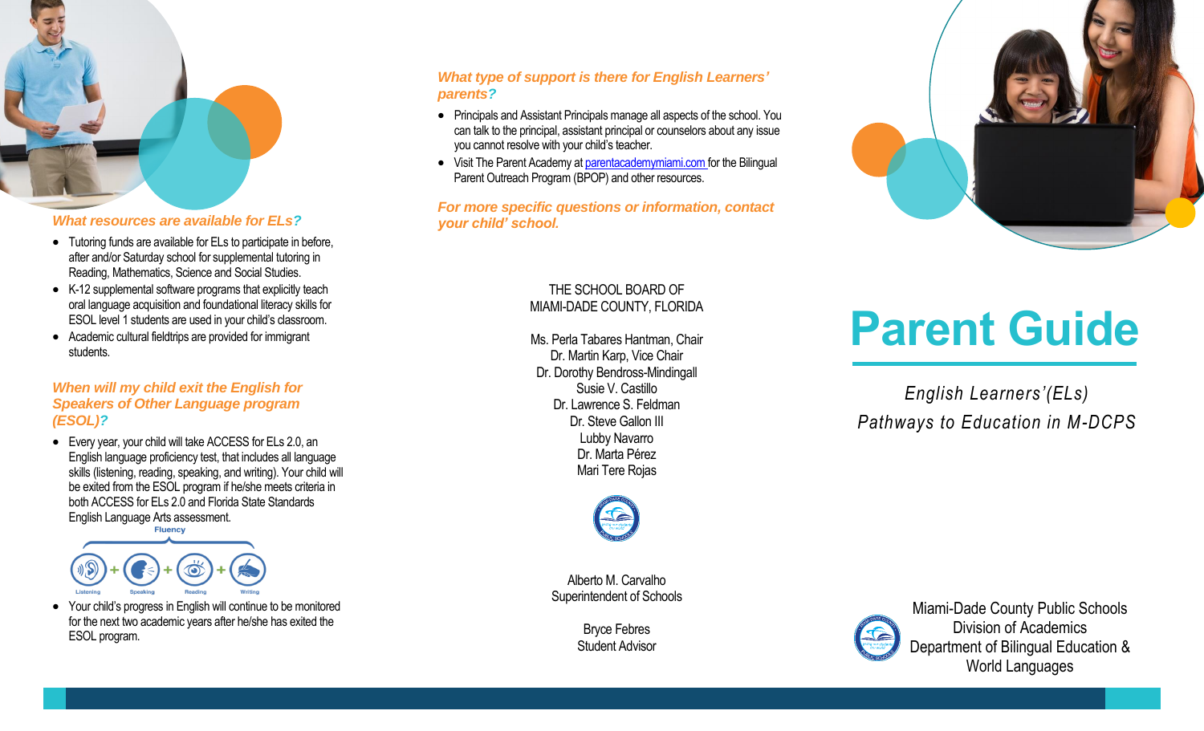### What resources are available for ELs?

- Tutoring funds are available for ELs to participate in before, after and/or Saturday school for supplemental tutoring in Reading, Mathematics, Science and Social Studies.
- K-12 supplemental software programs that explicitly teach oral language acquisition and foundational literacy skills for ESOL level 1 students are used in your child's classroom.
- Academic cultural fieldtrips are provided for immigrant students.

### When will my child exit the English for Speakers of Other Language program (ESOL)?

- Every year, your child will take ACCESS for ELs 2.0, an English language proficiency test, that includes all language skills (listening, reading, speaking, and writing). Your child will be exited from the ESOL program if he/she meets criteria in both ACCESS for ELs 2.0 and Florida State Standards English Language Arts assessment.

Fluency

Listening + Speaking + Reading + Writing

- Your child's progress in English will continue to be monitored for the next two academic years after he/she has exited the ESOL program.

### What type of support is there for English Learners' parents?

- Principals and Assistant Principals manage all aspects of the school. You can talk to the principal, assistant principal or counselors about any issue you cannot resolve with your child's teacher.
- Visit The Parent Academy at parentacademymiami.com for the Bilingual Parent Outreach Program (BPOP) and other resources.

### For more specific questions or information, contact your child' school.

THE SCHOOL BOARD OF
MIAMI-DADE COUNTY, FLORIDA

Ms. Perla Tabares Hantman, Chair
Dr. Martin Karp, Vice Chair
Dr. Dorothy Bendross-Mindingall
Susie V. Castillo
Dr. Lawrence S. Feldman
Dr. Steve Gallon III
Lubby Navarro
Dr. Marta Pérez
Mari Tere Rojas

Alberto M. Carvalho
Superintendent of Schools

Bryce Febres
Student Advisor

# Parent Guide

*English Learners'(ELs)*
*Pathways to Education in M-DCPS*

Miami-Dade County Public Schools
Division of Academics
Department of Bilingual Education & World Languages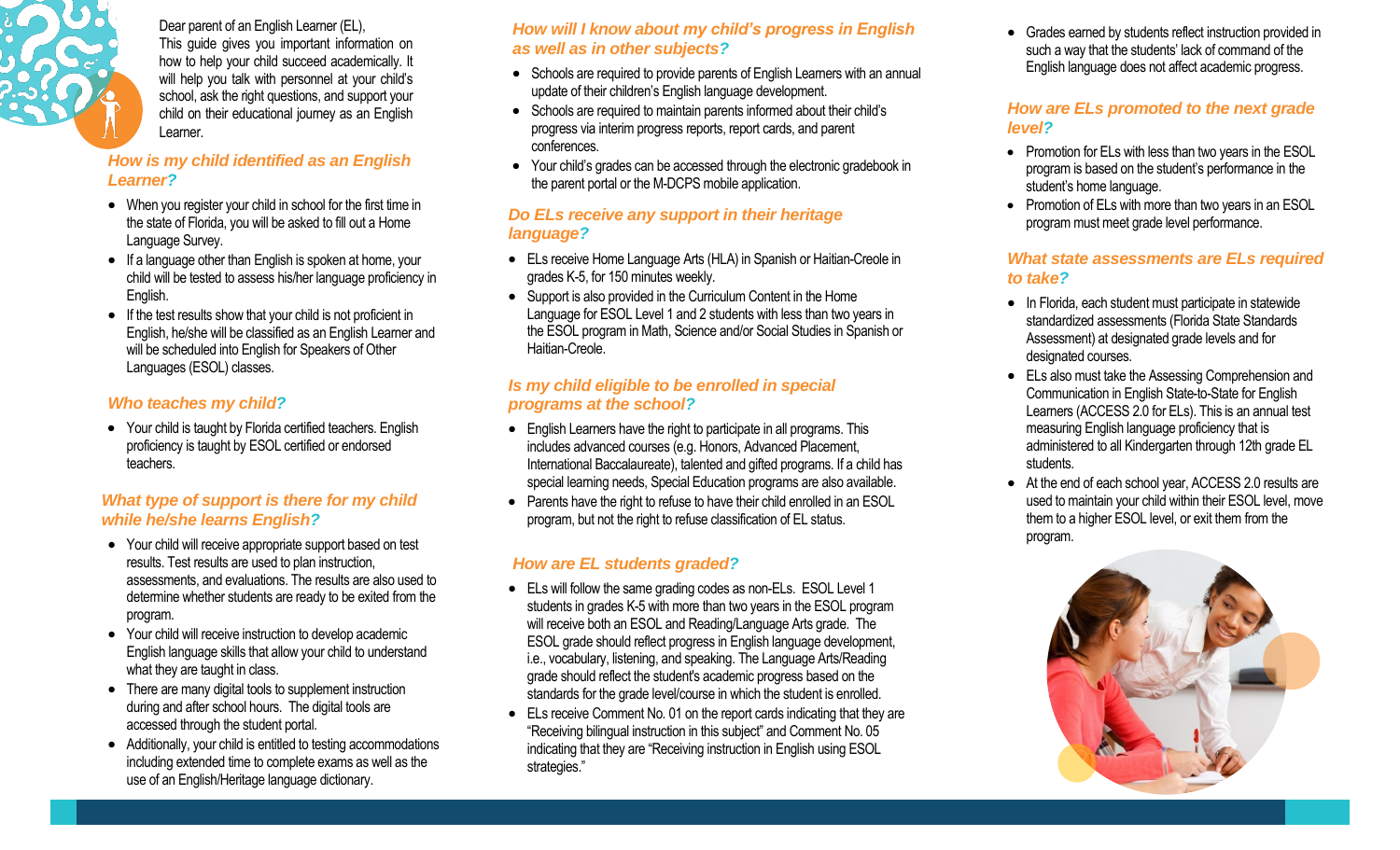Dear parent of an English Learner (EL),
This guide gives you important information on how to help your child succeed academically. It will help you talk with personnel at your child's school, ask the right questions, and support your child on their educational journey as an English Learner.

### *How is my child identified as an English Learner?*

- When you register your child in school for the first time in the state of Florida, you will be asked to fill out a Home Language Survey.
- If a language other than English is spoken at home, your child will be tested to assess his/her language proficiency in English.
- If the test results show that your child is not proficient in English, he/she will be classified as an English Learner and will be scheduled into English for Speakers of Other Languages (ESOL) classes.

### *Who teaches my child?*

- Your child is taught by Florida certified teachers. English proficiency is taught by ESOL certified or endorsed teachers.

### *What type of support is there for my child while he/she learns English?*

- Your child will receive appropriate support based on test results. Test results are used to plan instruction, assessments, and evaluations. The results are also used to determine whether students are ready to be exited from the program.
- Your child will receive instruction to develop academic English language skills that allow your child to understand what they are taught in class.
- There are many digital tools to supplement instruction during and after school hours. The digital tools are accessed through the student portal.
- Additionally, your child is entitled to testing accommodations including extended time to complete exams as well as the use of an English/Heritage language dictionary.

### *How will I know about my child's progress in English as well as in other subjects?*

- Schools are required to provide parents of English Learners with an annual update of their children's English language development.
- Schools are required to maintain parents informed about their child's progress via interim progress reports, report cards, and parent conferences.
- Your child's grades can be accessed through the electronic gradebook in the parent portal or the M-DCPS mobile application.

### *Do ELs receive any support in their heritage language?*

- ELs receive Home Language Arts (HLA) in Spanish or Haitian-Creole in grades K-5, for 150 minutes weekly.
- Support is also provided in the Curriculum Content in the Home Language for ESOL Level 1 and 2 students with less than two years in the ESOL program in Math, Science and/or Social Studies in Spanish or Haitian-Creole.

### *Is my child eligible to be enrolled in special programs at the school?*

- English Learners have the right to participate in all programs. This includes advanced courses (e.g. Honors, Advanced Placement, International Baccalaureate), talented and gifted programs. If a child has special learning needs, Special Education programs are also available.
- Parents have the right to refuse to have their child enrolled in an ESOL program, but not the right to refuse classification of EL status.

### *How are EL students graded?*

- ELs will follow the same grading codes as non-ELs. ESOL Level 1 students in grades K-5 with more than two years in the ESOL program will receive both an ESOL and Reading/Language Arts grade. The ESOL grade should reflect progress in English language development, i.e., vocabulary, listening, and speaking. The Language Arts/Reading grade should reflect the student's academic progress based on the standards for the grade level/course in which the student is enrolled.
- ELs receive Comment No. 01 on the report cards indicating that they are "Receiving bilingual instruction in this subject" and Comment No. 05 indicating that they are "Receiving instruction in English using ESOL strategies."
- Grades earned by students reflect instruction provided in such a way that the students' lack of command of the English language does not affect academic progress.

### *How are ELs promoted to the next grade level?*

- Promotion for ELs with less than two years in the ESOL program is based on the student's performance in the student's home language.
- Promotion of ELs with more than two years in an ESOL program must meet grade level performance.

### *What state assessments are ELs required to take?*

- In Florida, each student must participate in statewide standardized assessments (Florida State Standards Assessment) at designated grade levels and for designated courses.
- ELs also must take the Assessing Comprehension and Communication in English State-to-State for English Learners (ACCESS 2.0 for ELs). This is an annual test measuring English language proficiency that is administered to all Kindergarten through 12th grade EL students.
- At the end of each school year, ACCESS 2.0 results are used to maintain your child within their ESOL level, move them to a higher ESOL level, or exit them from the program.